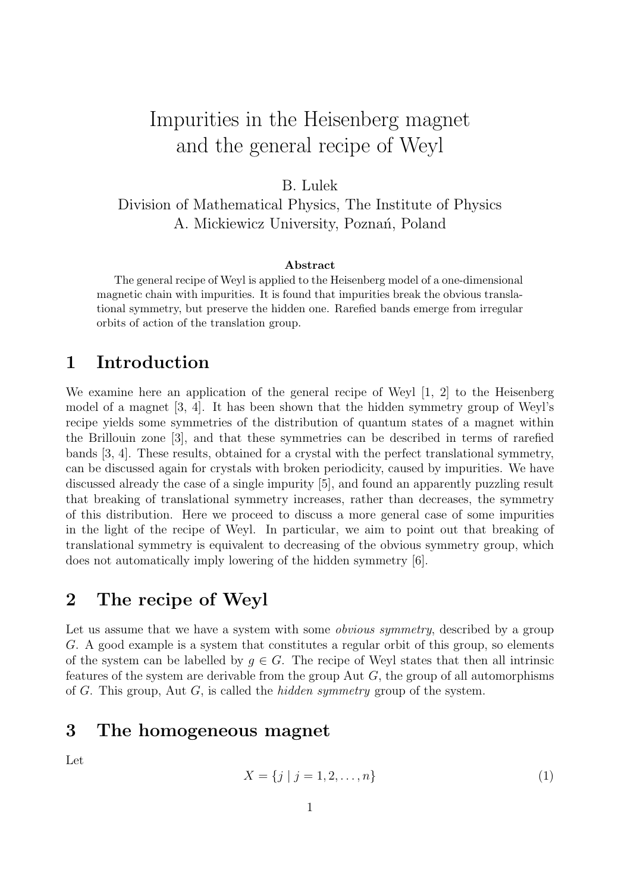# Impurities in the Heisenberg magnet and the general recipe of Weyl

B. Lulek
Division of Mathematical Physics, The Institute of Physics
A. Mickiewicz University, Poznań, Poland

**Abstract**

The general recipe of Weyl is applied to the Heisenberg model of a one-dimensional magnetic chain with impurities. It is found that impurities break the obvious translational symmetry, but preserve the hidden one. Rarefied bands emerge from irregular orbits of action of the translation group.

## 1 Introduction

We examine here an application of the general recipe of Weyl [1, 2] to the Heisenberg model of a magnet [3, 4]. It has been shown that the hidden symmetry group of Weyl's recipe yields some symmetries of the distribution of quantum states of a magnet within the Brillouin zone [3], and that these symmetries can be described in terms of rarefied bands [3, 4]. These results, obtained for a crystal with the perfect translational symmetry, can be discussed again for crystals with broken periodicity, caused by impurities. We have discussed already the case of a single impurity [5], and found an apparently puzzling result that breaking of translational symmetry increases, rather than decreases, the symmetry of this distribution. Here we proceed to discuss a more general case of some impurities in the light of the recipe of Weyl. In particular, we aim to point out that breaking of translational symmetry is equivalent to decreasing of the obvious symmetry group, which does not automatically imply lowering of the hidden symmetry [6].

## 2 The recipe of Weyl

Let us assume that we have a system with some *obvious symmetry*, described by a group $G$. A good example is a system that constitutes a regular orbit of this group, so elements of the system can be labelled by $g \in G$. The recipe of Weyl states that then all intrinsic features of the system are derivable from the group Aut $G$, the group of all automorphisms of $G$. This group, Aut $G$, is called the *hidden symmetry* group of the system.

## 3 The homogeneous magnet

Let

$$X = \{j \mid j = 1, 2, \ldots, n\} \tag{1}$$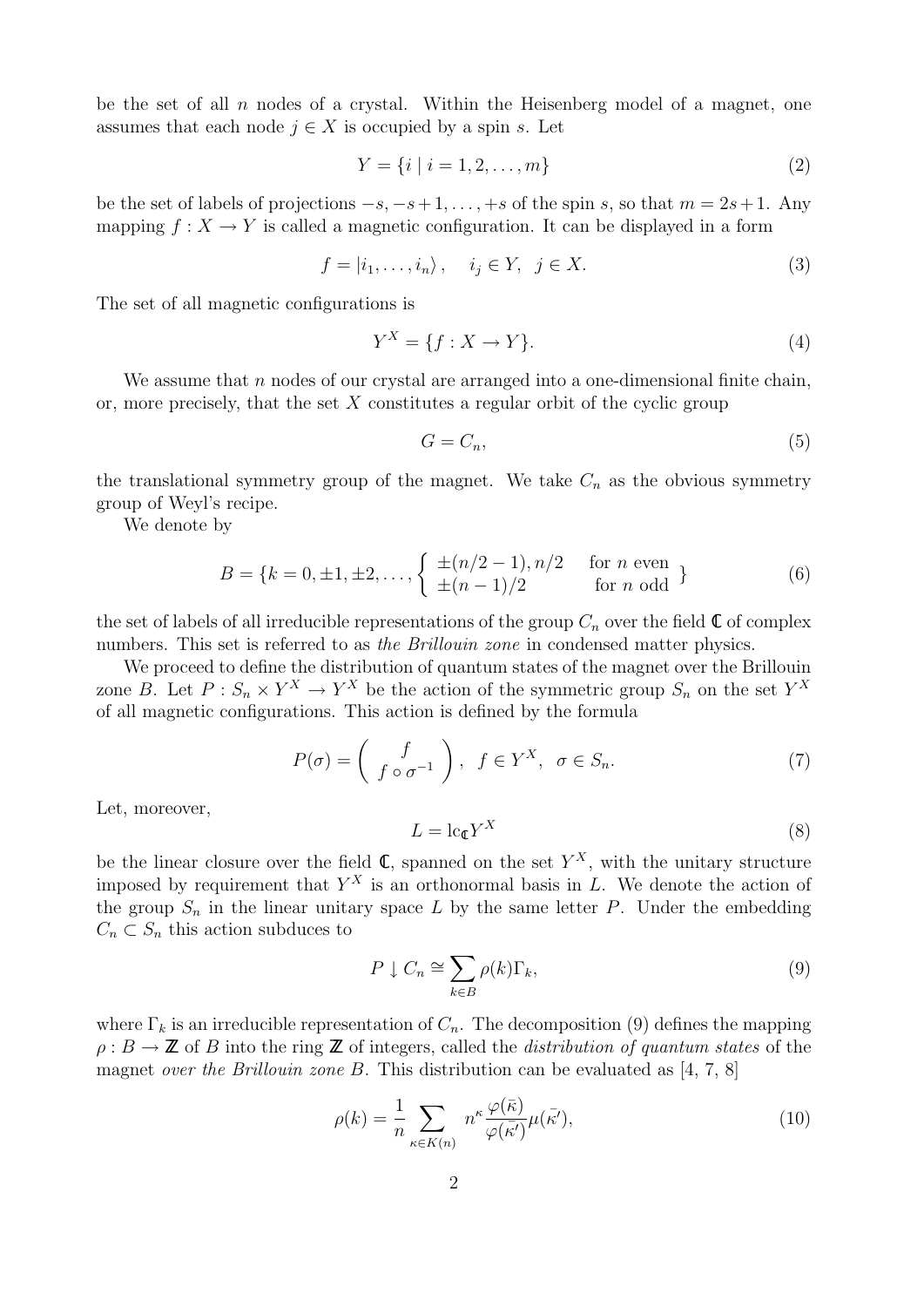be the set of all $n$ nodes of a crystal. Within the Heisenberg model of a magnet, one assumes that each node $j \in X$ is occupied by a spin $s$. Let

$$Y = \{i \mid i = 1, 2, \ldots, m\} \tag{2}$$

be the set of labels of projections $-s, -s+1, \ldots, +s$ of the spin $s$, so that $m = 2s+1$. Any mapping $f : X \to Y$ is called a magnetic configuration. It can be displayed in a form

$$f = |i_1, \ldots, i_n\rangle, \quad i_j \in Y, \; j \in X. \tag{3}$$

The set of all magnetic configurations is

$$Y^X = \{f : X \to Y\}. \tag{4}$$

We assume that $n$ nodes of our crystal are arranged into a one-dimensional finite chain, or, more precisely, that the set $X$ constitutes a regular orbit of the cyclic group

$$G = C_n, \tag{5}$$

the translational symmetry group of the magnet. We take $C_n$ as the obvious symmetry group of Weyl's recipe.

We denote by

$$B = \{k = 0, \pm 1, \pm 2, \ldots, \left\{ \begin{array}{ll} \pm(n/2-1), n/2 & \text{for } n \text{ even} \\ \pm(n-1)/2 & \text{for } n \text{ odd} \end{array} \right\} \tag{6}$$

the set of labels of all irreducible representations of the group $C_n$ over the field $\mathbb{C}$ of complex numbers. This set is referred to as *the Brillouin zone* in condensed matter physics.

We proceed to define the distribution of quantum states of the magnet over the Brillouin zone $B$. Let $P : S_n \times Y^X \to Y^X$ be the action of the symmetric group $S_n$ on the set $Y^X$ of all magnetic configurations. This action is defined by the formula

$$P(\sigma) = \left( \begin{array}{c} f \\ f \circ \sigma^{-1} \end{array} \right), \quad f \in Y^X, \; \sigma \in S_n. \tag{7}$$

Let, moreover,

$$L = \mathrm{lc}_{\mathbb{C}} Y^X \tag{8}$$

be the linear closure over the field $\mathbb{C}$, spanned on the set $Y^X$, with the unitary structure imposed by requirement that $Y^X$ is an orthonormal basis in $L$. We denote the action of the group $S_n$ in the linear unitary space $L$ by the same letter $P$. Under the embedding $C_n \subset S_n$ this action subduces to

$$P \downarrow C_n \cong \sum_{k \in B} \rho(k) \Gamma_k, \tag{9}$$

where $\Gamma_k$ is an irreducible representation of $C_n$. The decomposition (9) defines the mapping $\rho : B \to \mathbb{Z}$ of $B$ into the ring $\mathbb{Z}$ of integers, called the *distribution of quantum states* of the magnet *over the Brillouin zone* $B$. This distribution can be evaluated as [4, 7, 8]

$$\rho(k) = \frac{1}{n} \sum_{\kappa \in K(n)} n^{\kappa} \frac{\varphi(\bar{\kappa})}{\varphi(\bar{\kappa'})} \mu(\bar{\kappa'}), \tag{10}$$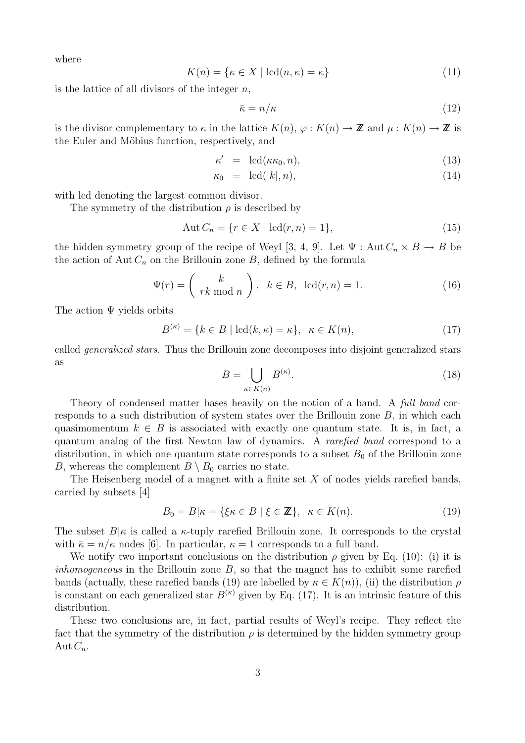where

$$K(n) = \{\kappa \in X \mid \mathrm{lcd}(n, \kappa) = \kappa\} \tag{11}$$

is the lattice of all divisors of the integer $n$,

$$\bar{\kappa} = n/\kappa \tag{12}$$

is the divisor complementary to $\kappa$ in the lattice $K(n)$, $\varphi : K(n) \to \mathbb{Z}$ and $\mu : K(n) \to \mathbb{Z}$ is the Euler and Möbius function, respectively, and

$$\kappa' = \mathrm{lcd}(\kappa\kappa_0, n), \tag{13}$$

$$\kappa_0 = \mathrm{lcd}(|k|, n), \tag{14}$$

with lcd denoting the largest common divisor.

The symmetry of the distribution $\rho$ is described by

$$\mathrm{Aut}\, C_n = \{r \in X \mid \mathrm{lcd}(r, n) = 1\}, \tag{15}$$

the hidden symmetry group of the recipe of Weyl [3, 4, 9]. Let $\Psi : \mathrm{Aut}\, C_n \times B \to B$ be the action of $\mathrm{Aut}\, C_n$ on the Brillouin zone $B$, defined by the formula

$$\Psi(r) = \left( \begin{array}{c} k \\ rk \bmod n \end{array} \right), \quad k \in B, \ \ \mathrm{lcd}(r, n) = 1. \tag{16}$$

The action $\Psi$ yields orbits

$$B^{(\kappa)} = \{k \in B \mid \mathrm{lcd}(k, \kappa) = \kappa\}, \ \ \kappa \in K(n), \tag{17}$$

called *generalized stars*. Thus the Brillouin zone decomposes into disjoint generalized stars as

$$B = \bigcup_{\kappa \in K(n)} B^{(\kappa)}. \tag{18}$$

Theory of condensed matter bases heavily on the notion of a band. A *full band* corresponds to a such distribution of system states over the Brillouin zone $B$, in which each quasimomentum $k \in B$ is associated with exactly one quantum state. It is, in fact, a quantum analog of the first Newton law of dynamics. A *rarefied band* correspond to a distribution, in which one quantum state corresponds to a subset $B_0$ of the Brillouin zone $B$, whereas the complement $B \setminus B_0$ carries no state.

The Heisenberg model of a magnet with a finite set $X$ of nodes yields rarefied bands, carried by subsets [4]

$$B_0 = B|\kappa = \{\xi\kappa \in B \mid \xi \in \mathbb{Z}\}, \ \ \kappa \in K(n). \tag{19}$$

The subset $B|\kappa$ is called a $\kappa$-tuply rarefied Brillouin zone. It corresponds to the crystal with $\bar{\kappa} = n/\kappa$ nodes [6]. In particular, $\kappa = 1$ corresponds to a full band.

We notify two important conclusions on the distribution $\rho$ given by Eq. (10): (i) it is *inhomogeneous* in the Brillouin zone $B$, so that the magnet has to exhibit some rarefied bands (actually, these rarefied bands (19) are labelled by $\kappa \in K(n)$), (ii) the distribution $\rho$ is constant on each generalized star $B^{(\kappa)}$ given by Eq. (17). It is an intrinsic feature of this distribution.

These two conclusions are, in fact, partial results of Weyl's recipe. They reflect the fact that the symmetry of the distribution $\rho$ is determined by the hidden symmetry group $\mathrm{Aut}\, C_n$.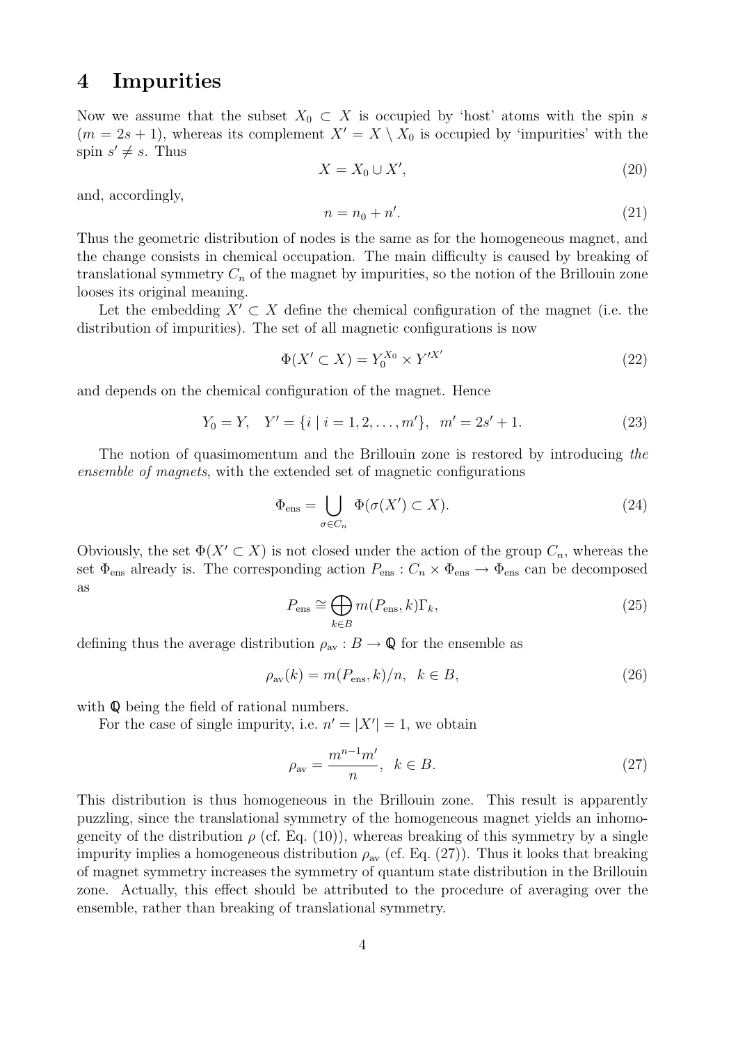# 4 Impurities

Now we assume that the subset $X_0 \subset X$ is occupied by 'host' atoms with the spin $s$ ($m = 2s + 1$), whereas its complement $X' = X \setminus X_0$ is occupied by 'impurities' with the spin $s' \neq s$. Thus

$$X = X_0 \cup X', \tag{20}$$

and, accordingly,

$$n = n_0 + n'. \tag{21}$$

Thus the geometric distribution of nodes is the same as for the homogeneous magnet, and the change consists in chemical occupation. The main difficulty is caused by breaking of translational symmetry $C_n$ of the magnet by impurities, so the notion of the Brillouin zone looses its original meaning.

Let the embedding $X' \subset X$ define the chemical configuration of the magnet (i.e. the distribution of impurities). The set of all magnetic configurations is now

$$\Phi(X' \subset X) = Y_0^{X_0} \times Y'^{X'} \tag{22}$$

and depends on the chemical configuration of the magnet. Hence

$$Y_0 = Y, \quad Y' = \{i \mid i = 1, 2, \ldots, m'\}, \quad m' = 2s' + 1. \tag{23}$$

The notion of quasimomentum and the Brillouin zone is restored by introducing *the ensemble of magnets*, with the extended set of magnetic configurations

$$\Phi_{\text{ens}} = \bigcup_{\sigma \in C_n} \Phi(\sigma(X') \subset X). \tag{24}$$

Obviously, the set $\Phi(X' \subset X)$ is not closed under the action of the group $C_n$, whereas the set $\Phi_{\text{ens}}$ already is. The corresponding action $P_{\text{ens}} : C_n \times \Phi_{\text{ens}} \to \Phi_{\text{ens}}$ can be decomposed as

$$P_{\text{ens}} \cong \bigoplus_{k \in B} m(P_{\text{ens}}, k) \Gamma_k, \tag{25}$$

defining thus the average distribution $\rho_{\text{av}} : B \to \mathbb{Q}$ for the ensemble as

$$\rho_{\text{av}}(k) = m(P_{\text{ens}}, k)/n, \quad k \in B, \tag{26}$$

with $\mathbb{Q}$ being the field of rational numbers.

For the case of single impurity, i.e. $n' = |X'| = 1$, we obtain

$$\rho_{\text{av}} = \frac{m^{n-1} m'}{n}, \quad k \in B. \tag{27}$$

This distribution is thus homogeneous in the Brillouin zone. This result is apparently puzzling, since the translational symmetry of the homogeneous magnet yields an inhomogeneity of the distribution $\rho$ (cf. Eq. (10)), whereas breaking of this symmetry by a single impurity implies a homogeneous distribution $\rho_{\text{av}}$ (cf. Eq. (27)). Thus it looks that breaking of magnet symmetry increases the symmetry of quantum state distribution in the Brillouin zone. Actually, this effect should be attributed to the procedure of averaging over the ensemble, rather than breaking of translational symmetry.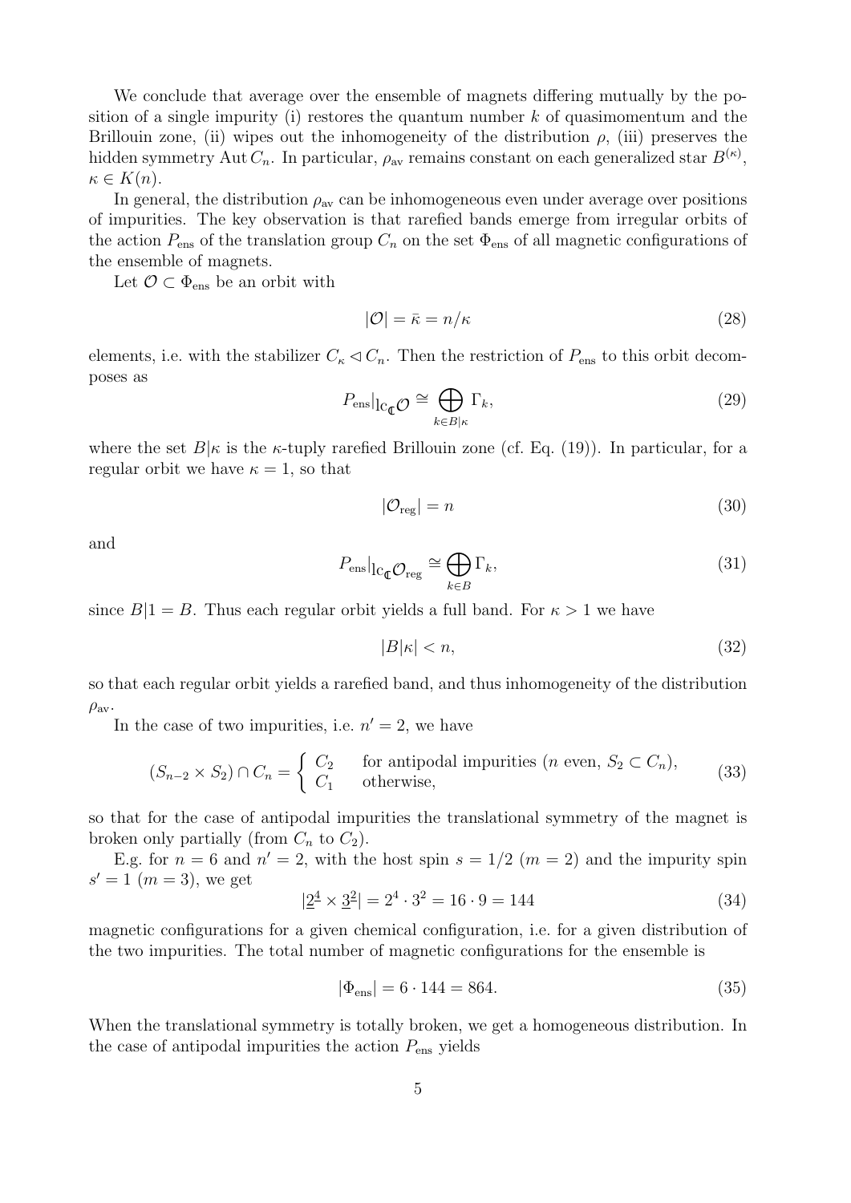We conclude that average over the ensemble of magnets differing mutually by the position of a single impurity (i) restores the quantum number $k$ of quasimomentum and the Brillouin zone, (ii) wipes out the inhomogeneity of the distribution $\rho$, (iii) preserves the hidden symmetry $\mathrm{Aut}\, C_n$. In particular, $\rho_{\mathrm{av}}$ remains constant on each generalized star $B^{(\kappa)}$, $\kappa \in K(n)$.

In general, the distribution $\rho_{\mathrm{av}}$ can be inhomogeneous even under average over positions of impurities. The key observation is that rarefied bands emerge from irregular orbits of the action $P_{\mathrm{ens}}$ of the translation group $C_n$ on the set $\Phi_{\mathrm{ens}}$ of all magnetic configurations of the ensemble of magnets.

Let $\mathcal{O} \subset \Phi_{\mathrm{ens}}$ be an orbit with

$$|\mathcal{O}| = \bar{\kappa} = n/\kappa \tag{28}$$

elements, i.e. with the stabilizer $C_\kappa \lhd C_n$. Then the restriction of $P_{\mathrm{ens}}$ to this orbit decomposes as

$$P_{\mathrm{ens}}|_{\mathrm{lc}_{\mathbb{C}}\mathcal{O}} \cong \bigoplus_{k \in B|\kappa} \Gamma_k, \tag{29}$$

where the set $B|\kappa$ is the $\kappa$-tuply rarefied Brillouin zone (cf. Eq. (19)). In particular, for a regular orbit we have $\kappa = 1$, so that

$$|\mathcal{O}_{\mathrm{reg}}| = n \tag{30}$$

and

$$P_{\mathrm{ens}}|_{\mathrm{lc}_{\mathbb{C}}\mathcal{O}_{\mathrm{reg}}} \cong \bigoplus_{k \in B} \Gamma_k, \tag{31}$$

since $B|1 = B$. Thus each regular orbit yields a full band. For $\kappa > 1$ we have

$$|B|\kappa| < n, \tag{32}$$

so that each regular orbit yields a rarefied band, and thus inhomogeneity of the distribution $\rho_{\mathrm{av}}$.

In the case of two impurities, i.e. $n' = 2$, we have

$$(S_{n-2} \times S_2) \cap C_n = \begin{cases} C_2 & \text{for antipodal impurities } (n \text{ even, } S_2 \subset C_n), \\ C_1 & \text{otherwise,} \end{cases} \tag{33}$$

so that for the case of antipodal impurities the translational symmetry of the magnet is broken only partially (from $C_n$ to $C_2$).

E.g. for $n = 6$ and $n' = 2$, with the host spin $s = 1/2$ ($m = 2$) and the impurity spin $s' = 1$ ($m = 3$), we get

$$|\underline{2}^{\underline{4}} \times \underline{3}^{\underline{2}}| = 2^4 \cdot 3^2 = 16 \cdot 9 = 144 \tag{34}$$

magnetic configurations for a given chemical configuration, i.e. for a given distribution of the two impurities. The total number of magnetic configurations for the ensemble is

$$|\Phi_{\mathrm{ens}}| = 6 \cdot 144 = 864. \tag{35}$$

When the translational symmetry is totally broken, we get a homogeneous distribution. In the case of antipodal impurities the action $P_{\mathrm{ens}}$ yields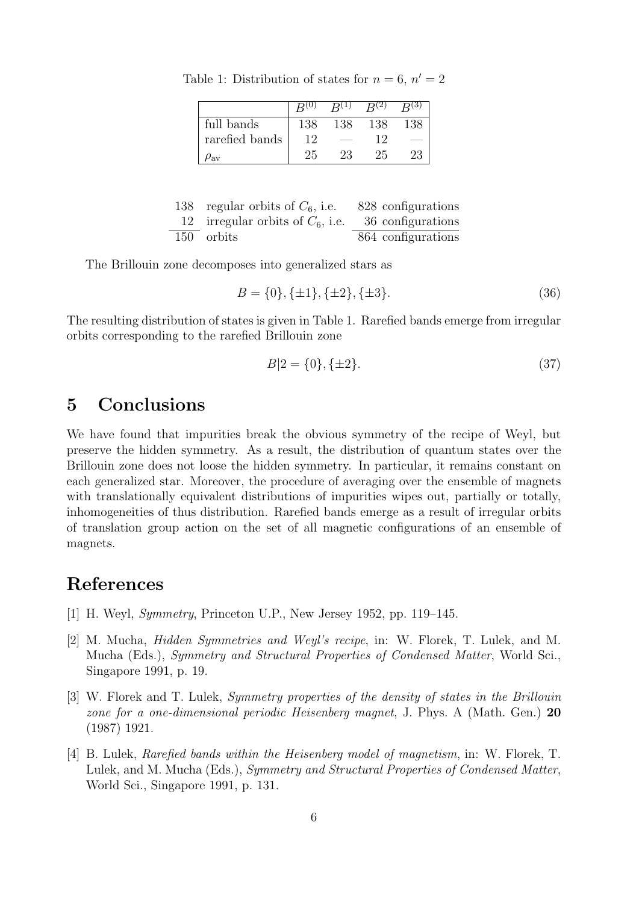Table 1: Distribution of states for $n = 6$, $n' = 2$

| | $B^{(0)}$ | $B^{(1)}$ | $B^{(2)}$ | $B^{(3)}$ |
|---|---|---|---|---|
| full bands | 138 | 138 | 138 | 138 |
| rarefied bands | 12 | — | 12 | — |
| $\rho_{\mathrm{av}}$ | 25 | 23 | 25 | 23 |

| | | |
|---|---|---|
| 138 | regular orbits of $C_6$, i.e. | 828 configurations |
| 12 | irregular orbits of $C_6$, i.e. | 36 configurations |
| 150 | orbits | 864 configurations |

The Brillouin zone decomposes into generalized stars as

$$B = \{0\}, \{\pm 1\}, \{\pm 2\}, \{\pm 3\}. \tag{36}$$

The resulting distribution of states is given in Table 1. Rarefied bands emerge from irregular orbits corresponding to the rarefied Brillouin zone

$$B|2 = \{0\}, \{\pm 2\}. \tag{37}$$

# 5 Conclusions

We have found that impurities break the obvious symmetry of the recipe of Weyl, but preserve the hidden symmetry. As a result, the distribution of quantum states over the Brillouin zone does not loose the hidden symmetry. In particular, it remains constant on each generalized star. Moreover, the procedure of averaging over the ensemble of magnets with translationally equivalent distributions of impurities wipes out, partially or totally, inhomogeneities of thus distribution. Rarefied bands emerge as a result of irregular orbits of translation group action on the set of all magnetic configurations of an ensemble of magnets.

# References

[1] H. Weyl, *Symmetry*, Princeton U.P., New Jersey 1952, pp. 119–145.

[2] M. Mucha, *Hidden Symmetries and Weyl's recipe*, in: W. Florek, T. Lulek, and M. Mucha (Eds.), *Symmetry and Structural Properties of Condensed Matter*, World Sci., Singapore 1991, p. 19.

[3] W. Florek and T. Lulek, *Symmetry properties of the density of states in the Brillouin zone for a one-dimensional periodic Heisenberg magnet*, J. Phys. A (Math. Gen.) **20** (1987) 1921.

[4] B. Lulek, *Rarefied bands within the Heisenberg model of magnetism*, in: W. Florek, T. Lulek, and M. Mucha (Eds.), *Symmetry and Structural Properties of Condensed Matter*, World Sci., Singapore 1991, p. 131.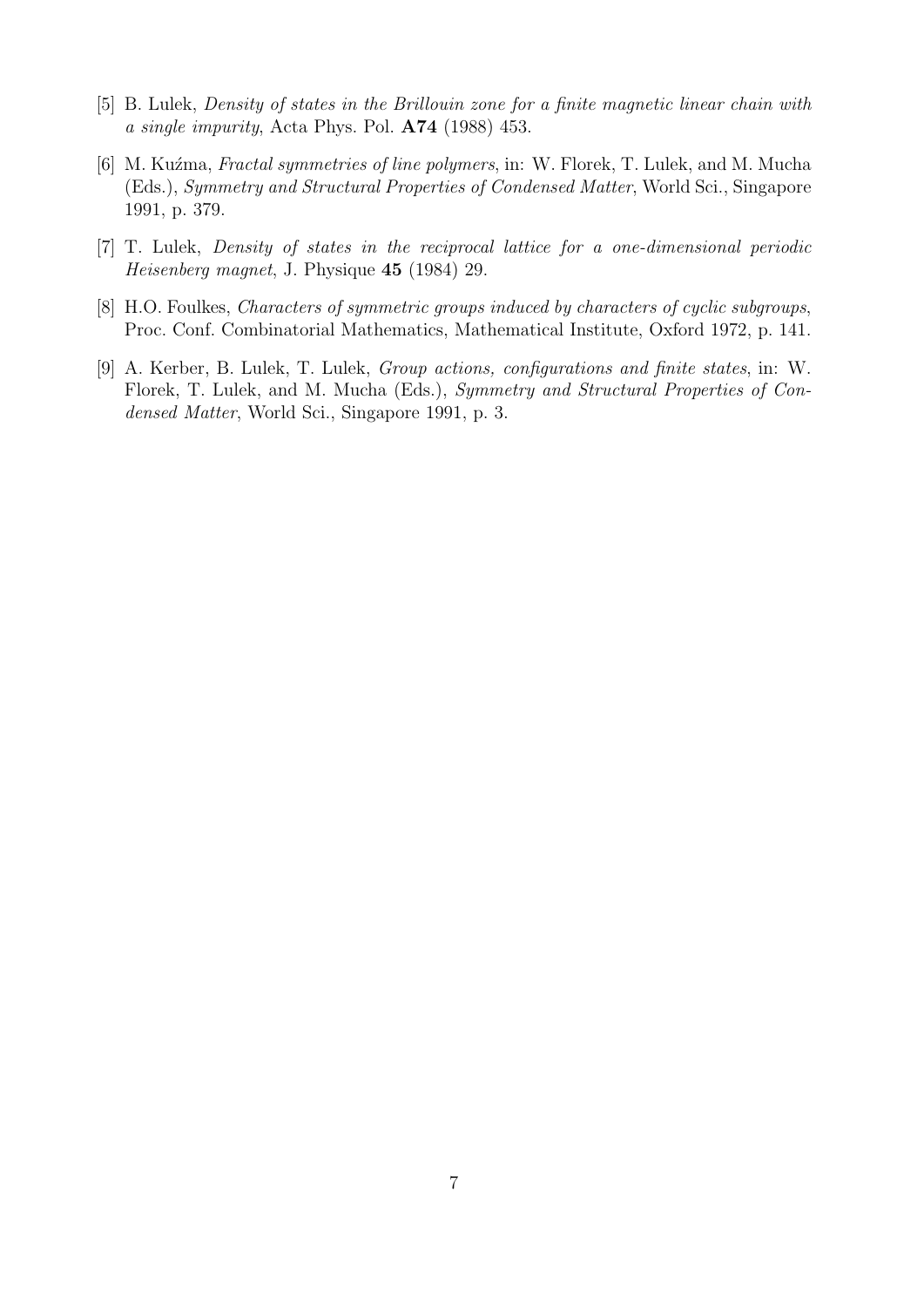[5] B. Lulek, *Density of states in the Brillouin zone for a finite magnetic linear chain with a single impurity*, Acta Phys. Pol. **A74** (1988) 453.

[6] M. Kuźma, *Fractal symmetries of line polymers*, in: W. Florek, T. Lulek, and M. Mucha (Eds.), *Symmetry and Structural Properties of Condensed Matter*, World Sci., Singapore 1991, p. 379.

[7] T. Lulek, *Density of states in the reciprocal lattice for a one-dimensional periodic Heisenberg magnet*, J. Physique **45** (1984) 29.

[8] H.O. Foulkes, *Characters of symmetric groups induced by characters of cyclic subgroups*, Proc. Conf. Combinatorial Mathematics, Mathematical Institute, Oxford 1972, p. 141.

[9] A. Kerber, B. Lulek, T. Lulek, *Group actions, configurations and finite states*, in: W. Florek, T. Lulek, and M. Mucha (Eds.), *Symmetry and Structural Properties of Condensed Matter*, World Sci., Singapore 1991, p. 3.